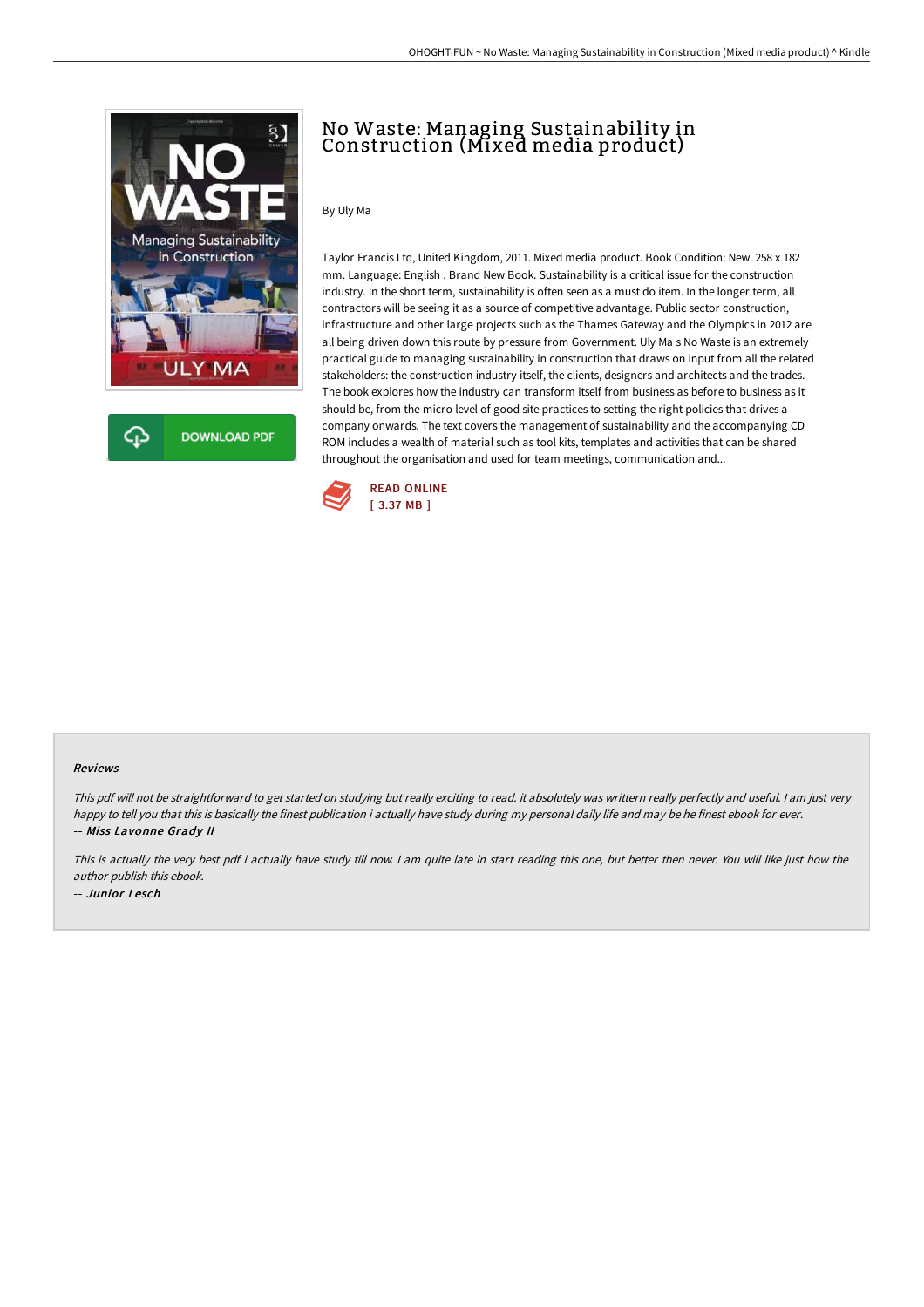# No Waste: Managing Sustainability in Construction (Mixed media product)

By Uly Ma

Taylor Francis Ltd, United Kingdom, 2011. Mixed media product. Book Condition: New. 258 x 182 mm. Language: English . Brand New Book. Sustainability is a critical issue for the construction industry. In the short term, sustainability is often seen as a must do item. In the longer term, all contractors will be seeing it as a source of competitive advantage. Public sector construction, infrastructure and other large projects such as the Thames Gateway and the Olympics in 2012 are all being driven down this route by pressure from Government. Uly Ma s No Waste is an extremely practical guide to managing sustainability in construction that draws on input from all the related stakeholders: the construction industry itself, the clients, designers and architects and the trades. The book explores how the industry can transform itself from business as before to business as it should be, from the micro level of good site practices to setting the right policies that drives a company onwards. The text covers the management of sustainability and the accompanying CD ROM includes a wealth of material such as tool kits, templates and activities that can be shared throughout the organisation and used for team meetings, communication and...

READ ONLINE
[ 3.37 MB ]

### Reviews

*This pdf will not be straightforward to get started on studying but really exciting to read. it absolutely was writtern really perfectly and useful. I am just very happy to tell you that this is basically the finest publication i actually have study during my personal daily life and may be he finest ebook for ever.*
-- ***Miss Lavonne Grady II***

*This is actually the very best pdf i actually have study till now. I am quite late in start reading this one, but better then never. You will like just how the author publish this ebook.*
-- ***Junior Lesch***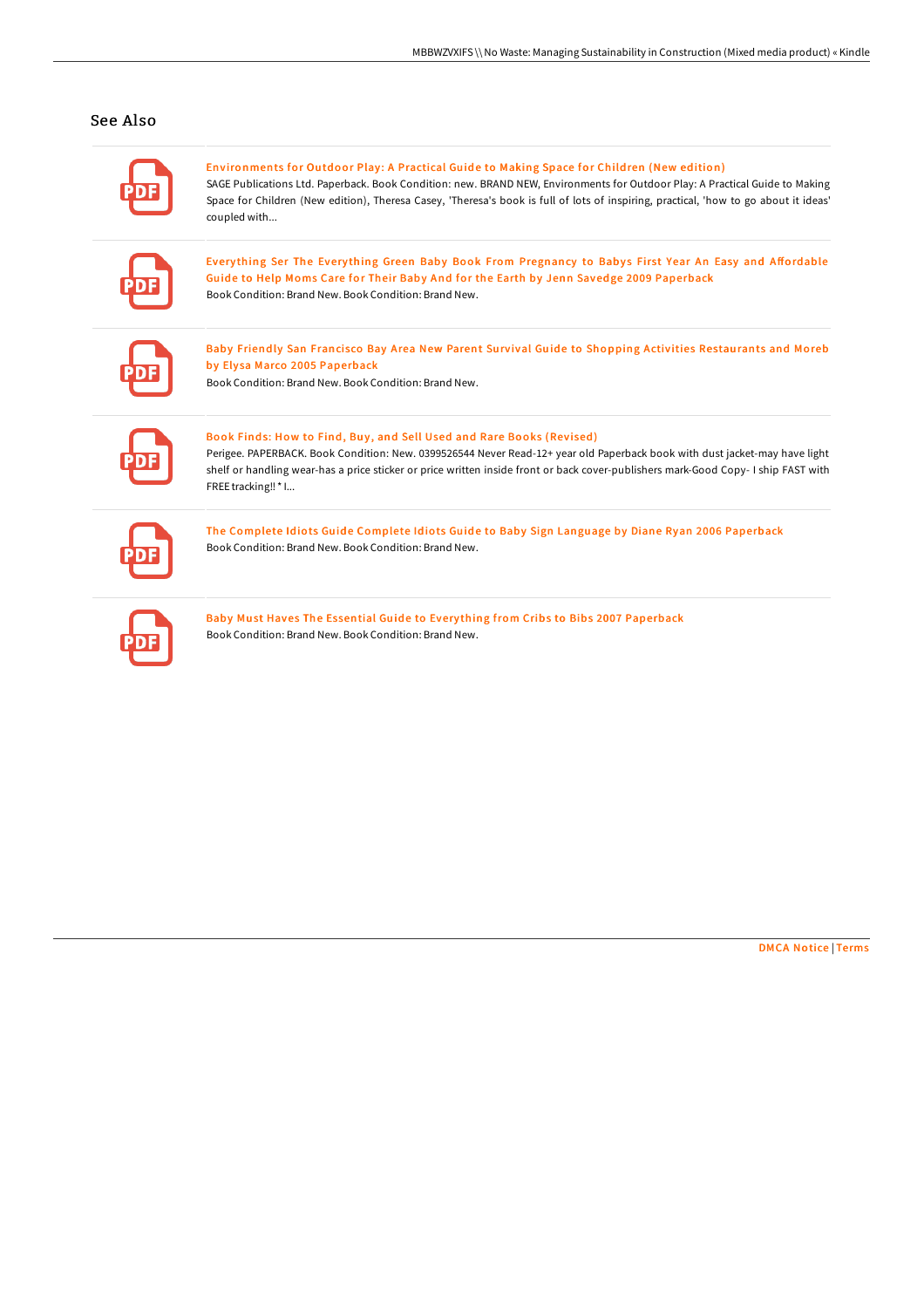## See Also

**Environments for Outdoor Play: A Practical Guide to Making Space for Children (New edition)**
SAGE Publications Ltd. Paperback. Book Condition: new. BRAND NEW, Environments for Outdoor Play: A Practical Guide to Making Space for Children (New edition), Theresa Casey, 'Theresa's book is full of lots of inspiring, practical, 'how to go about it ideas' coupled with...

**Everything Ser The Everything Green Baby Book From Pregnancy to Babys First Year An Easy and Affordable Guide to Help Moms Care for Their Baby And for the Earth by Jenn Savedge 2009 Paperback**
Book Condition: Brand New. Book Condition: Brand New.

**Baby Friendly San Francisco Bay Area New Parent Survival Guide to Shopping Activities Restaurants and Moreb by Elysa Marco 2005 Paperback**
Book Condition: Brand New. Book Condition: Brand New.

**Book Finds: How to Find, Buy, and Sell Used and Rare Books (Revised)**
Perigee. PAPERBACK. Book Condition: New. 0399526544 Never Read-12+ year old Paperback book with dust jacket-may have light shelf or handling wear-has a price sticker or price written inside front or back cover-publishers mark-Good Copy- I ship FAST with FREE tracking!! * I...

**The Complete Idiots Guide Complete Idiots Guide to Baby Sign Language by Diane Ryan 2006 Paperback**
Book Condition: Brand New. Book Condition: Brand New.

**Baby Must Haves The Essential Guide to Everything from Cribs to Bibs 2007 Paperback**
Book Condition: Brand New. Book Condition: Brand New.